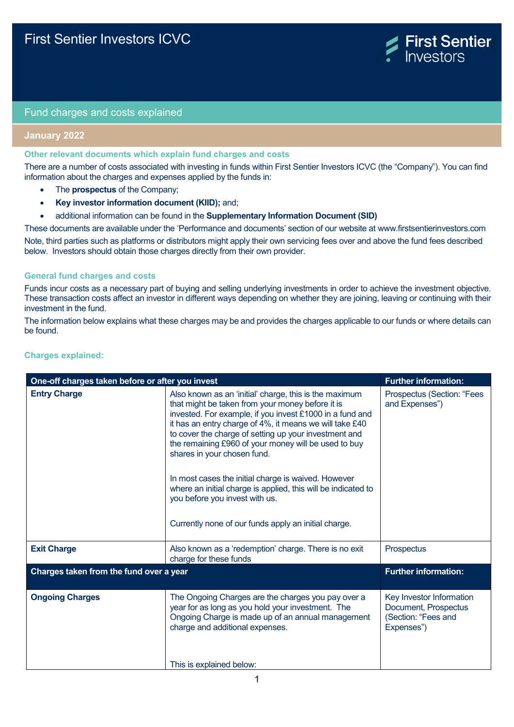# First Sentier Investors ICVC

## Fund charges and costs explained

**January 2022**

### Other relevant documents which explain fund charges and costs

There are a number of costs associated with investing in funds within First Sentier Investors ICVC (the "Company"). You can find information about the charges and expenses applied by the funds in:

- The **prospectus** of the Company;
- **Key investor information document (KIID);** and;
- additional information can be found in the **Supplementary Information Document (SID)**

These documents are available under the 'Performance and documents' section of our website at www.firstsentierinvestors.com

Note, third parties such as platforms or distributors might apply their own servicing fees over and above the fund fees described below. Investors should obtain those charges directly from their own provider.

### General fund charges and costs

Funds incur costs as a necessary part of buying and selling underlying investments in order to achieve the investment objective. These transaction costs affect an investor in different ways depending on whether they are joining, leaving or continuing with their investment in the fund.

The information below explains what these charges may be and provides the charges applicable to our funds or where details can be found.

### Charges explained:

| One-off charges taken before or after you invest | | Further information: |
|---|---|---|
| **Entry Charge** | Also known as an 'initial' charge, this is the maximum that might be taken from your money before it is invested. For example, if you invest £1000 in a fund and it has an entry charge of 4%, it means we will take £40 to cover the charge of setting up your investment and the remaining £960 of your money will be used to buy shares in your chosen fund.<br><br>In most cases the initial charge is waived. However where an initial charge is applied, this will be indicated to you before you invest with us.<br><br>Currently none of our funds apply an initial charge. | Prospectus (Section: "Fees and Expenses") |
| **Exit Charge** | Also known as a 'redemption' charge. There is no exit charge for these funds | Prospectus |
| **Charges taken from the fund over a year** | | **Further information:** |
| **Ongoing Charges** | The Ongoing Charges are the charges you pay over a year for as long as you hold your investment. The Ongoing Charge is made up of an annual management charge and additional expenses.<br><br>This is explained below: | Key Investor Information Document, Prospectus (Section: "Fees and Expenses") |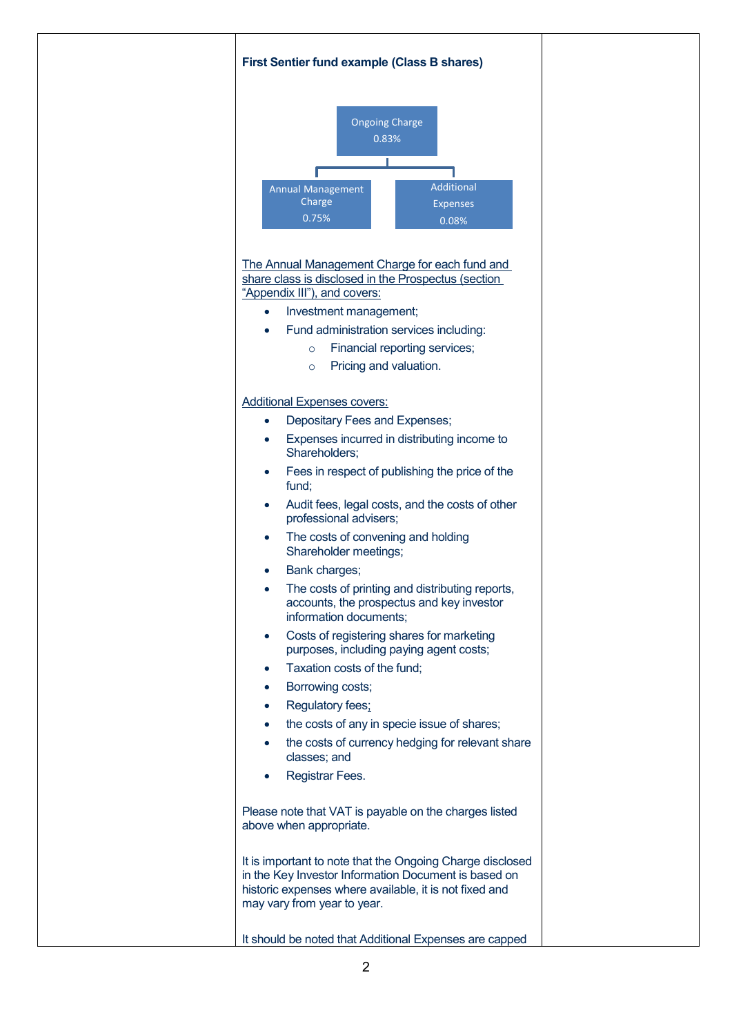**First Sentier fund example (Class B shares)**

Ongoing Charge 0.83%

- Annual Management Charge 0.75%
- Additional Expenses 0.08%

The Annual Management Charge for each fund and share class is disclosed in the Prospectus (section "Appendix III"), and covers:

- Investment management;
- Fund administration services including:
  - Financial reporting services;
  - Pricing and valuation.

Additional Expenses covers:

- Depositary Fees and Expenses;
- Expenses incurred in distributing income to Shareholders;
- Fees in respect of publishing the price of the fund;
- Audit fees, legal costs, and the costs of other professional advisers;
- The costs of convening and holding Shareholder meetings;
- Bank charges;
- The costs of printing and distributing reports, accounts, the prospectus and key investor information documents;
- Costs of registering shares for marketing purposes, including paying agent costs;
- Taxation costs of the fund;
- Borrowing costs;
- Regulatory fees;
- the costs of any in specie issue of shares;
- the costs of currency hedging for relevant share classes; and
- Registrar Fees.

Please note that VAT is payable on the charges listed above when appropriate.

It is important to note that the Ongoing Charge disclosed in the Key Investor Information Document is based on historic expenses where available, it is not fixed and may vary from year to year.

It should be noted that Additional Expenses are capped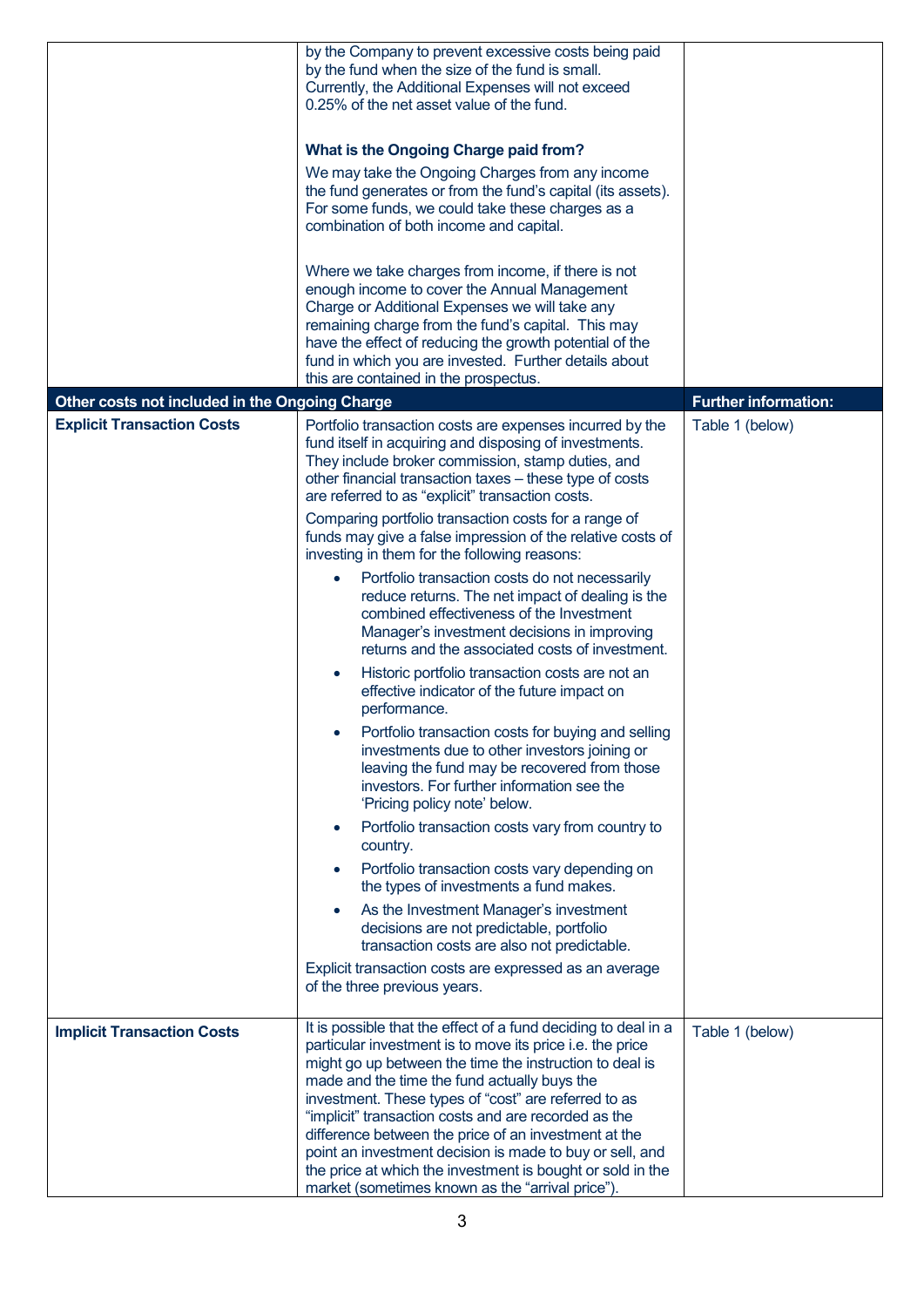| | | |
|---|---|---|
| | by the Company to prevent excessive costs being paid by the fund when the size of the fund is small. Currently, the Additional Expenses will not exceed 0.25% of the net asset value of the fund.<br><br>**What is the Ongoing Charge paid from?**<br>We may take the Ongoing Charges from any income the fund generates or from the fund's capital (its assets). For some funds, we could take these charges as a combination of both income and capital.<br><br>Where we take charges from income, if there is not enough income to cover the Annual Management Charge or Additional Expenses we will take any remaining charge from the fund's capital. This may have the effect of reducing the growth potential of the fund in which you are invested. Further details about this are contained in the prospectus. | |
| **Other costs not included in the Ongoing Charge** | | **Further information:** |
| **Explicit Transaction Costs** | Portfolio transaction costs are expenses incurred by the fund itself in acquiring and disposing of investments. They include broker commission, stamp duties, and other financial transaction taxes – these type of costs are referred to as "explicit" transaction costs.<br><br>Comparing portfolio transaction costs for a range of funds may give a false impression of the relative costs of investing in them for the following reasons:<br>• Portfolio transaction costs do not necessarily reduce returns. The net impact of dealing is the combined effectiveness of the Investment Manager's investment decisions in improving returns and the associated costs of investment.<br>• Historic portfolio transaction costs are not an effective indicator of the future impact on performance.<br>• Portfolio transaction costs for buying and selling investments due to other investors joining or leaving the fund may be recovered from those investors. For further information see the 'Pricing policy note' below.<br>• Portfolio transaction costs vary from country to country.<br>• Portfolio transaction costs vary depending on the types of investments a fund makes.<br>• As the Investment Manager's investment decisions are not predictable, portfolio transaction costs are also not predictable.<br><br>Explicit transaction costs are expressed as an average of the three previous years. | Table 1 (below) |
| **Implicit Transaction Costs** | It is possible that the effect of a fund deciding to deal in a particular investment is to move its price i.e. the price might go up between the time the instruction to deal is made and the time the fund actually buys the investment. These types of "cost" are referred to as "implicit" transaction costs and are recorded as the difference between the price of an investment at the point an investment decision is made to buy or sell, and the price at which the investment is bought or sold in the market (sometimes known as the "arrival price"). | Table 1 (below) |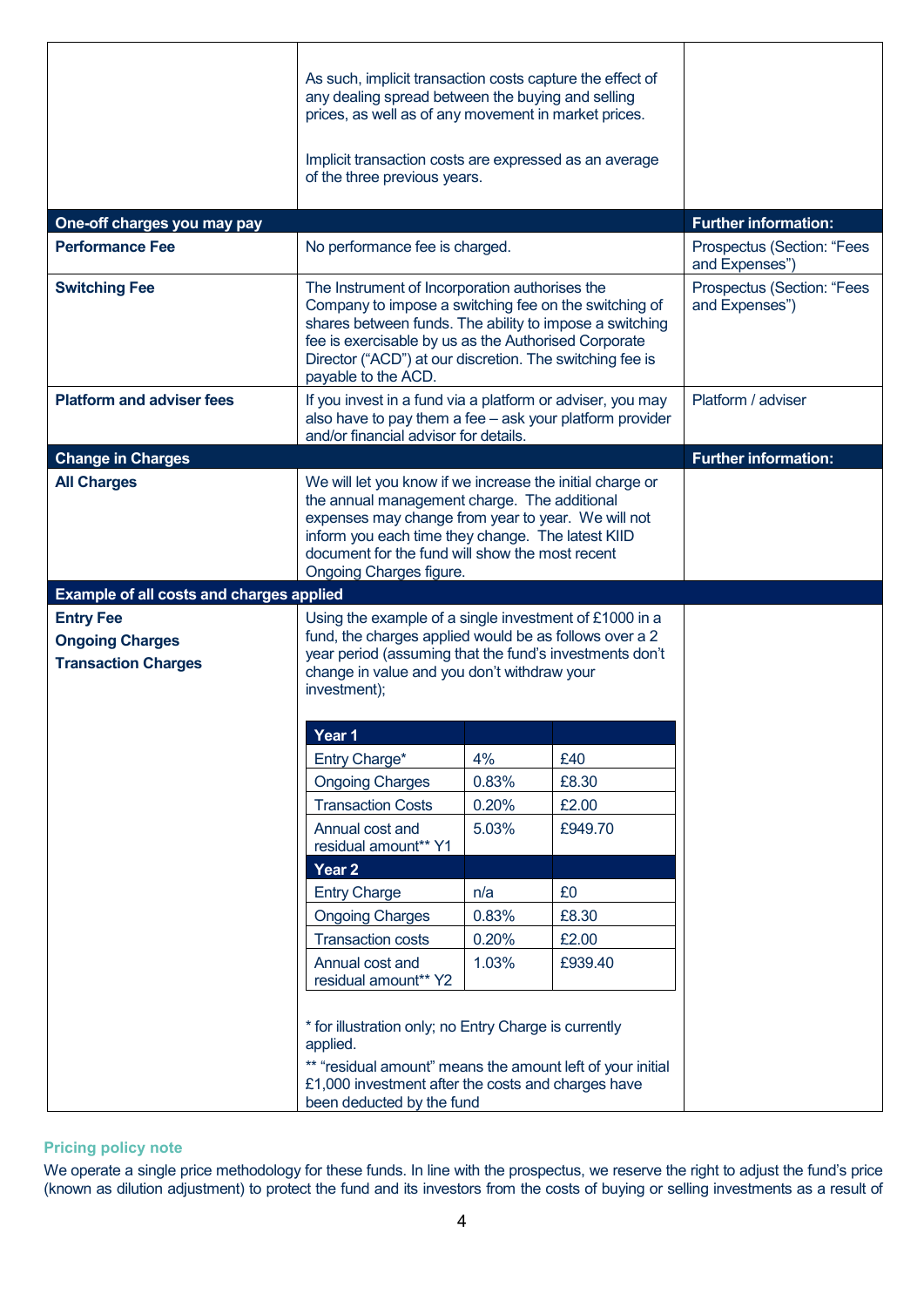| | | |
|---|---|---|
| | As such, implicit transaction costs capture the effect of any dealing spread between the buying and selling prices, as well as of any movement in market prices.<br><br>Implicit transaction costs are expressed as an average of the three previous years. | |
| **One-off charges you may pay** | | **Further information:** |
| **Performance Fee** | No performance fee is charged. | Prospectus (Section: "Fees and Expenses") |
| **Switching Fee** | The Instrument of Incorporation authorises the Company to impose a switching fee on the switching of shares between funds. The ability to impose a switching fee is exercisable by us as the Authorised Corporate Director ("ACD") at our discretion. The switching fee is payable to the ACD. | Prospectus (Section: "Fees and Expenses") |
| **Platform and adviser fees** | If you invest in a fund via a platform or adviser, you may also have to pay them a fee – ask your platform provider and/or financial advisor for details. | Platform / adviser |
| **Change in Charges** | | **Further information:** |
| **All Charges** | We will let you know if we increase the initial charge or the annual management charge. The additional expenses may change from year to year. We will not inform you each time they change. The latest KIID document for the fund will show the most recent Ongoing Charges figure. | |
| **Example of all costs and charges applied** | | |
| **Entry Fee**<br>**Ongoing Charges**<br>**Transaction Charges** | Using the example of a single investment of £1000 in a fund, the charges applied would be as follows over a 2 year period (assuming that the fund's investments don't change in value and you don't withdraw your investment); | |

| Year 1 | | |
|---|---|---|
| Entry Charge* | 4% | £40 |
| Ongoing Charges | 0.83% | £8.30 |
| Transaction Costs | 0.20% | £2.00 |
| Annual cost and residual amount** Y1 | 5.03% | £949.70 |
| **Year 2** | | |
| Entry Charge | n/a | £0 |
| Ongoing Charges | 0.83% | £8.30 |
| Transaction costs | 0.20% | £2.00 |
| Annual cost and residual amount** Y2 | 1.03% | £939.40 |

* for illustration only; no Entry Charge is currently applied.

** "residual amount" means the amount left of your initial £1,000 investment after the costs and charges have been deducted by the fund

**Pricing policy note**

We operate a single price methodology for these funds. In line with the prospectus, we reserve the right to adjust the fund's price (known as dilution adjustment) to protect the fund and its investors from the costs of buying or selling investments as a result of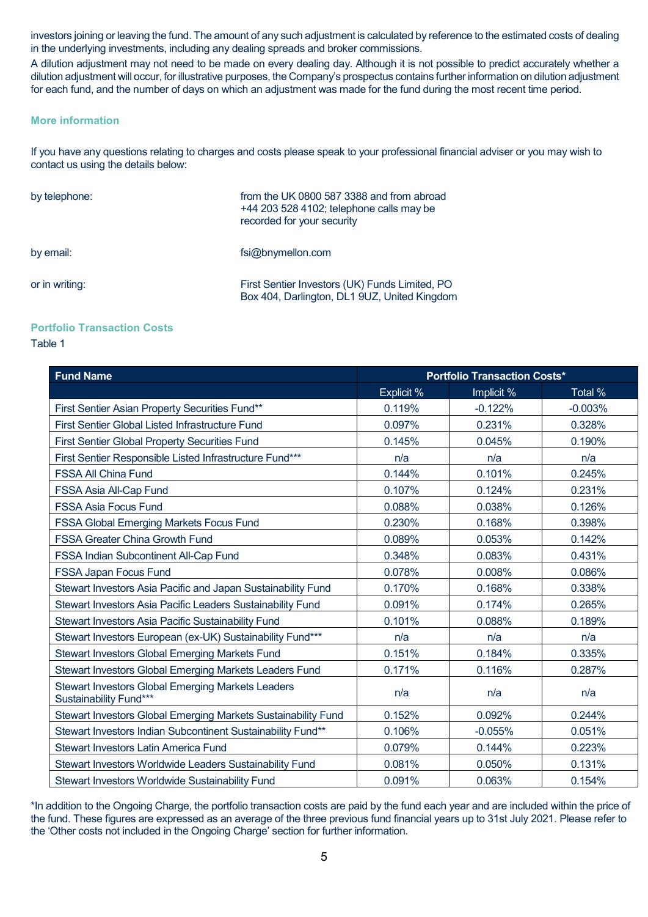investors joining or leaving the fund. The amount of any such adjustment is calculated by reference to the estimated costs of dealing in the underlying investments, including any dealing spreads and broker commissions.

A dilution adjustment may not need to be made on every dealing day. Although it is not possible to predict accurately whether a dilution adjustment will occur, for illustrative purposes, the Company's prospectus contains further information on dilution adjustment for each fund, and the number of days on which an adjustment was made for the fund during the most recent time period.

### More information

If you have any questions relating to charges and costs please speak to your professional financial adviser or you may wish to contact us using the details below:

| | |
|---|---|
| by telephone: | from the UK 0800 587 3388 and from abroad +44 203 528 4102; telephone calls may be recorded for your security |
| by email: | fsi@bnymellon.com |
| or in writing: | First Sentier Investors (UK) Funds Limited, PO Box 404, Darlington, DL1 9UZ, United Kingdom |

### Portfolio Transaction Costs

Table 1

| Fund Name | Portfolio Transaction Costs* | | |
|---|---|---|---|
| | Explicit % | Implicit % | Total % |
| First Sentier Asian Property Securities Fund** | 0.119% | -0.122% | -0.003% |
| First Sentier Global Listed Infrastructure Fund | 0.097% | 0.231% | 0.328% |
| First Sentier Global Property Securities Fund | 0.145% | 0.045% | 0.190% |
| First Sentier Responsible Listed Infrastructure Fund*** | n/a | n/a | n/a |
| FSSA All China Fund | 0.144% | 0.101% | 0.245% |
| FSSA Asia All-Cap Fund | 0.107% | 0.124% | 0.231% |
| FSSA Asia Focus Fund | 0.088% | 0.038% | 0.126% |
| FSSA Global Emerging Markets Focus Fund | 0.230% | 0.168% | 0.398% |
| FSSA Greater China Growth Fund | 0.089% | 0.053% | 0.142% |
| FSSA Indian Subcontinent All-Cap Fund | 0.348% | 0.083% | 0.431% |
| FSSA Japan Focus Fund | 0.078% | 0.008% | 0.086% |
| Stewart Investors Asia Pacific and Japan Sustainability Fund | 0.170% | 0.168% | 0.338% |
| Stewart Investors Asia Pacific Leaders Sustainability Fund | 0.091% | 0.174% | 0.265% |
| Stewart Investors Asia Pacific Sustainability Fund | 0.101% | 0.088% | 0.189% |
| Stewart Investors European (ex-UK) Sustainability Fund*** | n/a | n/a | n/a |
| Stewart Investors Global Emerging Markets Fund | 0.151% | 0.184% | 0.335% |
| Stewart Investors Global Emerging Markets Leaders Fund | 0.171% | 0.116% | 0.287% |
| Stewart Investors Global Emerging Markets Leaders Sustainability Fund*** | n/a | n/a | n/a |
| Stewart Investors Global Emerging Markets Sustainability Fund | 0.152% | 0.092% | 0.244% |
| Stewart Investors Indian Subcontinent Sustainability Fund** | 0.106% | -0.055% | 0.051% |
| Stewart Investors Latin America Fund | 0.079% | 0.144% | 0.223% |
| Stewart Investors Worldwide Leaders Sustainability Fund | 0.081% | 0.050% | 0.131% |
| Stewart Investors Worldwide Sustainability Fund | 0.091% | 0.063% | 0.154% |

*In addition to the Ongoing Charge, the portfolio transaction costs are paid by the fund each year and are included within the price of the fund. These figures are expressed as an average of the three previous fund financial years up to 31st July 2021. Please refer to the 'Other costs not included in the Ongoing Charge' section for further information.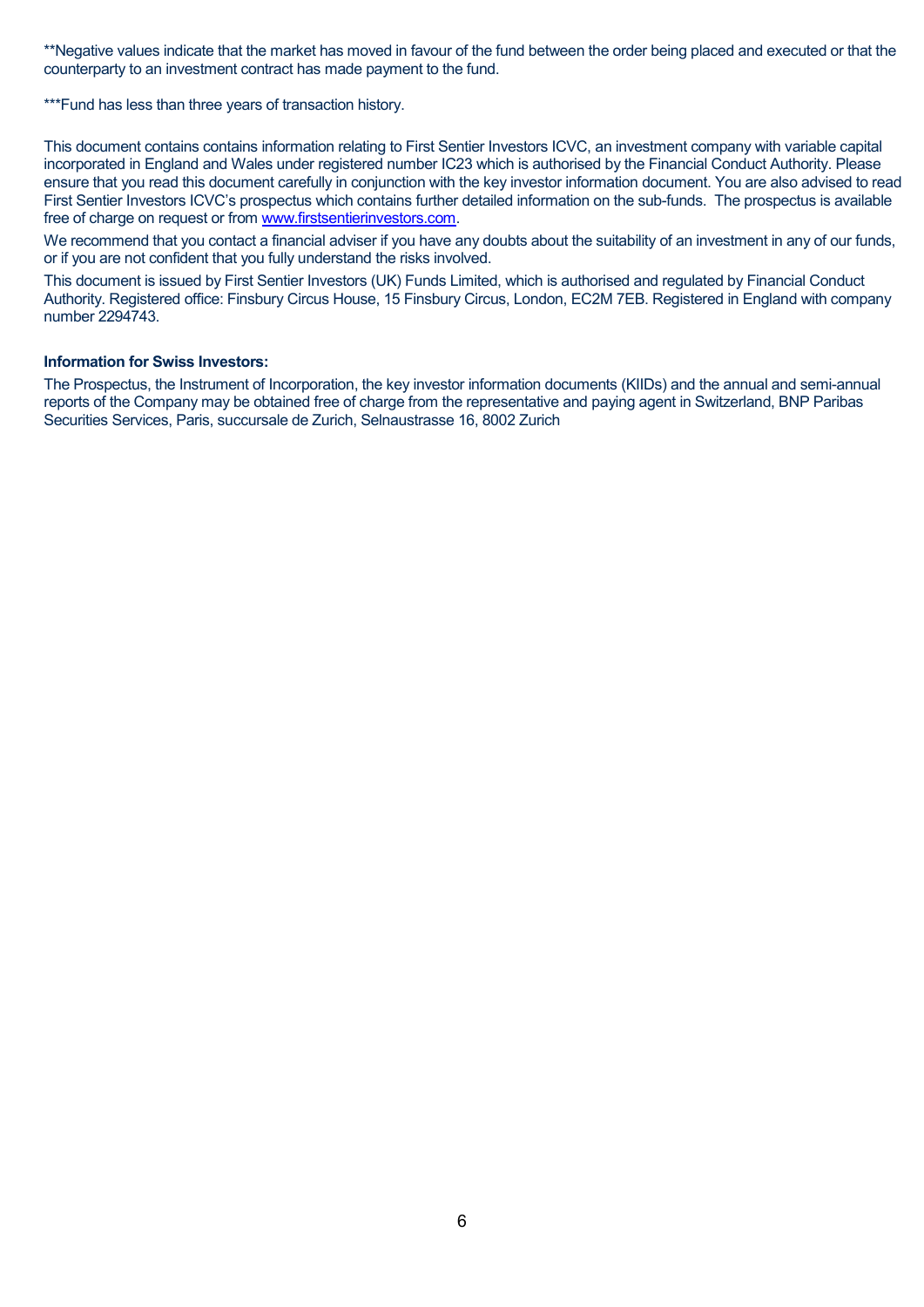**Negative values indicate that the market has moved in favour of the fund between the order being placed and executed or that the counterparty to an investment contract has made payment to the fund.

***Fund has less than three years of transaction history.

This document contains contains information relating to First Sentier Investors ICVC, an investment company with variable capital incorporated in England and Wales under registered number IC23 which is authorised by the Financial Conduct Authority. Please ensure that you read this document carefully in conjunction with the key investor information document. You are also advised to read First Sentier Investors ICVC's prospectus which contains further detailed information on the sub-funds. The prospectus is available free of charge on request or from www.firstsentierinvestors.com.

We recommend that you contact a financial adviser if you have any doubts about the suitability of an investment in any of our funds, or if you are not confident that you fully understand the risks involved.

This document is issued by First Sentier Investors (UK) Funds Limited, which is authorised and regulated by Financial Conduct Authority. Registered office: Finsbury Circus House, 15 Finsbury Circus, London, EC2M 7EB. Registered in England with company number 2294743.

**Information for Swiss Investors:**

The Prospectus, the Instrument of Incorporation, the key investor information documents (KIIDs) and the annual and semi-annual reports of the Company may be obtained free of charge from the representative and paying agent in Switzerland, BNP Paribas Securities Services, Paris, succursale de Zurich, Selnaustrasse 16, 8002 Zurich